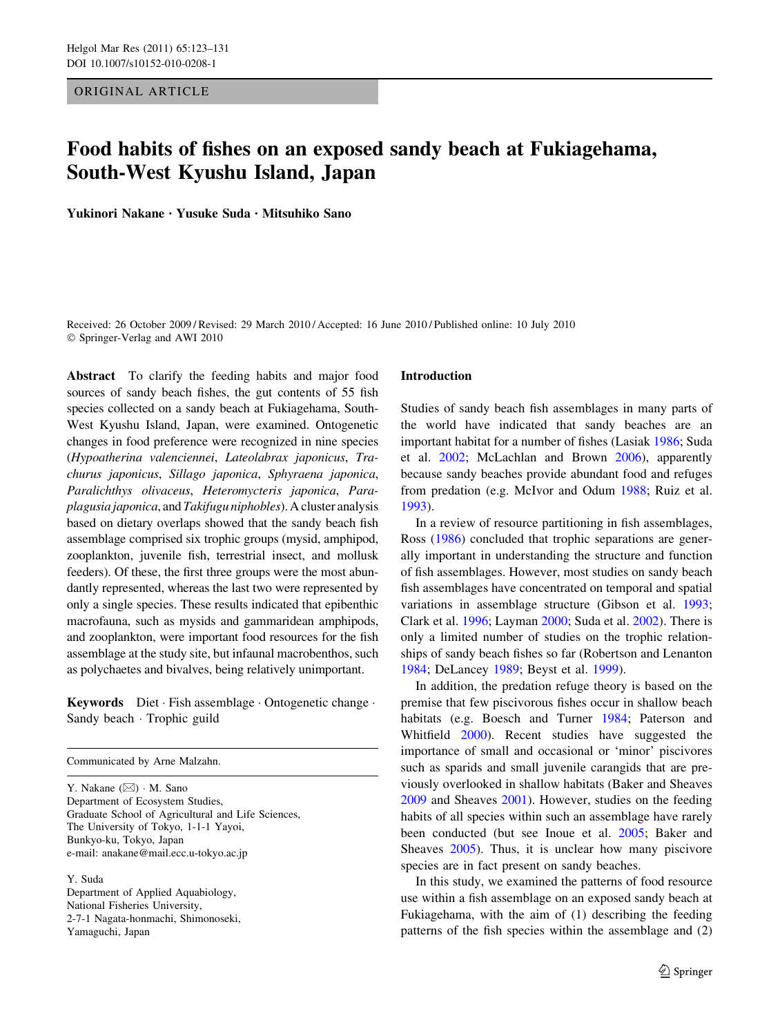ORIGINAL ARTICLE

# Food habits of fishes on an exposed sandy beach at Fukiagehama, South-West Kyushu Island, Japan

**Yukinori Nakane · Yusuke Suda · Mitsuhiko Sano**

Received: 26 October 2009 / Revised: 29 March 2010 / Accepted: 16 June 2010 / Published online: 10 July 2010
© Springer-Verlag and AWI 2010

**Abstract** To clarify the feeding habits and major food sources of sandy beach fishes, the gut contents of 55 fish species collected on a sandy beach at Fukiagehama, South-West Kyushu Island, Japan, were examined. Ontogenetic changes in food preference were recognized in nine species (*Hypoatherina valenciennei*, *Lateolabrax japonicus*, *Trachurus japonicus*, *Sillago japonica*, *Sphyraena japonica*, *Paralichthys olivaceus*, *Heteromycteris japonica*, *Paraplagusia japonica*, and *Takifugu niphobles*). A cluster analysis based on dietary overlaps showed that the sandy beach fish assemblage comprised six trophic groups (mysid, amphipod, zooplankton, juvenile fish, terrestrial insect, and mollusk feeders). Of these, the first three groups were the most abundantly represented, whereas the last two were represented by only a single species. These results indicated that epibenthic macrofauna, such as mysids and gammaridean amphipods, and zooplankton, were important food resources for the fish assemblage at the study site, but infaunal macrobenthos, such as polychaetes and bivalves, being relatively unimportant.

**Keywords** Diet · Fish assemblage · Ontogenetic change · Sandy beach · Trophic guild

Communicated by Arne Malzahn.

Y. Nakane (✉) · M. Sano
Department of Ecosystem Studies,
Graduate School of Agricultural and Life Sciences,
The University of Tokyo, 1-1-1 Yayoi,
Bunkyo-ku, Tokyo, Japan
e-mail: anakane@mail.ecc.u-tokyo.ac.jp

Y. Suda
Department of Applied Aquabiology,
National Fisheries University,
2-7-1 Nagata-honmachi, Shimonoseki,
Yamaguchi, Japan

## Introduction

Studies of sandy beach fish assemblages in many parts of the world have indicated that sandy beaches are an important habitat for a number of fishes (Lasiak 1986; Suda et al. 2002; McLachlan and Brown 2006), apparently because sandy beaches provide abundant food and refuges from predation (e.g. McIvor and Odum 1988; Ruiz et al. 1993).

In a review of resource partitioning in fish assemblages, Ross (1986) concluded that trophic separations are generally important in understanding the structure and function of fish assemblages. However, most studies on sandy beach fish assemblages have concentrated on temporal and spatial variations in assemblage structure (Gibson et al. 1993; Clark et al. 1996; Layman 2000; Suda et al. 2002). There is only a limited number of studies on the trophic relationships of sandy beach fishes so far (Robertson and Lenanton 1984; DeLancey 1989; Beyst et al. 1999).

In addition, the predation refuge theory is based on the premise that few piscivorous fishes occur in shallow beach habitats (e.g. Boesch and Turner 1984; Paterson and Whitfield 2000). Recent studies have suggested the importance of small and occasional or 'minor' piscivores such as sparids and small juvenile carangids that are previously overlooked in shallow habitats (Baker and Sheaves 2009 and Sheaves 2001). However, studies on the feeding habits of all species within such an assemblage have rarely been conducted (but see Inoue et al. 2005; Baker and Sheaves 2005). Thus, it is unclear how many piscivore species are in fact present on sandy beaches.

In this study, we examined the patterns of food resource use within a fish assemblage on an exposed sandy beach at Fukiagehama, with the aim of (1) describing the feeding patterns of the fish species within the assemblage and (2)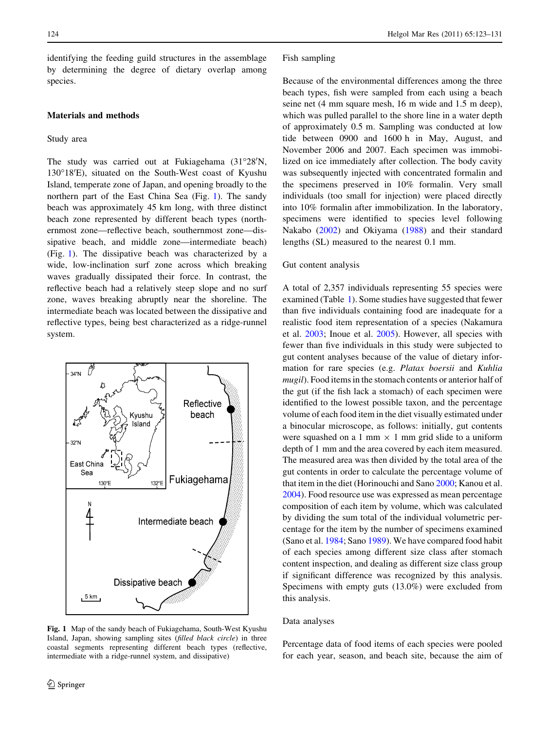identifying the feeding guild structures in the assemblage by determining the degree of dietary overlap among species.

## Materials and methods

### Study area

The study was carried out at Fukiagehama (31°28′N, 130°18′E), situated on the South-West coast of Kyushu Island, temperate zone of Japan, and opening broadly to the northern part of the East China Sea (Fig. 1). The sandy beach was approximately 45 km long, with three distinct beach zone represented by different beach types (northernmost zone—reflective beach, southernmost zone—dissipative beach, and middle zone—intermediate beach) (Fig. 1). The dissipative beach was characterized by a wide, low-inclination surf zone across which breaking waves gradually dissipated their force. In contrast, the reflective beach had a relatively steep slope and no surf zone, waves breaking abruptly near the shoreline. The intermediate beach was located between the dissipative and reflective types, being best characterized as a ridge-runnel system.

**Fig. 1** Map of the sandy beach of Fukiagehama, South-West Kyushu Island, Japan, showing sampling sites (*filled black circle*) in three coastal segments representing different beach types (reflective, intermediate with a ridge-runnel system, and dissipative)

### Fish sampling

Because of the environmental differences among the three beach types, fish were sampled from each using a beach seine net (4 mm square mesh, 16 m wide and 1.5 m deep), which was pulled parallel to the shore line in a water depth of approximately 0.5 m. Sampling was conducted at low tide between 0900 and 1600 h in May, August, and November 2006 and 2007. Each specimen was immobilized on ice immediately after collection. The body cavity was subsequently injected with concentrated formalin and the specimens preserved in 10% formalin. Very small individuals (too small for injection) were placed directly into 10% formalin after immobilization. In the laboratory, specimens were identified to species level following Nakabo (2002) and Okiyama (1988) and their standard lengths (SL) measured to the nearest 0.1 mm.

### Gut content analysis

A total of 2,357 individuals representing 55 species were examined (Table 1). Some studies have suggested that fewer than five individuals containing food are inadequate for a realistic food item representation of a species (Nakamura et al. 2003; Inoue et al. 2005). However, all species with fewer than five individuals in this study were subjected to gut content analyses because of the value of dietary information for rare species (e.g. *Platax boersii* and *Kuhlia mugil*). Food items in the stomach contents or anterior half of the gut (if the fish lack a stomach) of each specimen were identified to the lowest possible taxon, and the percentage volume of each food item in the diet visually estimated under a binocular microscope, as follows: initially, gut contents were squashed on a 1 mm × 1 mm grid slide to a uniform depth of 1 mm and the area covered by each item measured. The measured area was then divided by the total area of the gut contents in order to calculate the percentage volume of that item in the diet (Horinouchi and Sano 2000; Kanou et al. 2004). Food resource use was expressed as mean percentage composition of each item by volume, which was calculated by dividing the sum total of the individual volumetric percentage for the item by the number of specimens examined (Sano et al. 1984; Sano 1989). We have compared food habit of each species among different size class after stomach content inspection, and dealing as different size class group if significant difference was recognized by this analysis. Specimens with empty guts (13.0%) were excluded from this analysis.

### Data analyses

Percentage data of food items of each species were pooled for each year, season, and beach site, because the aim of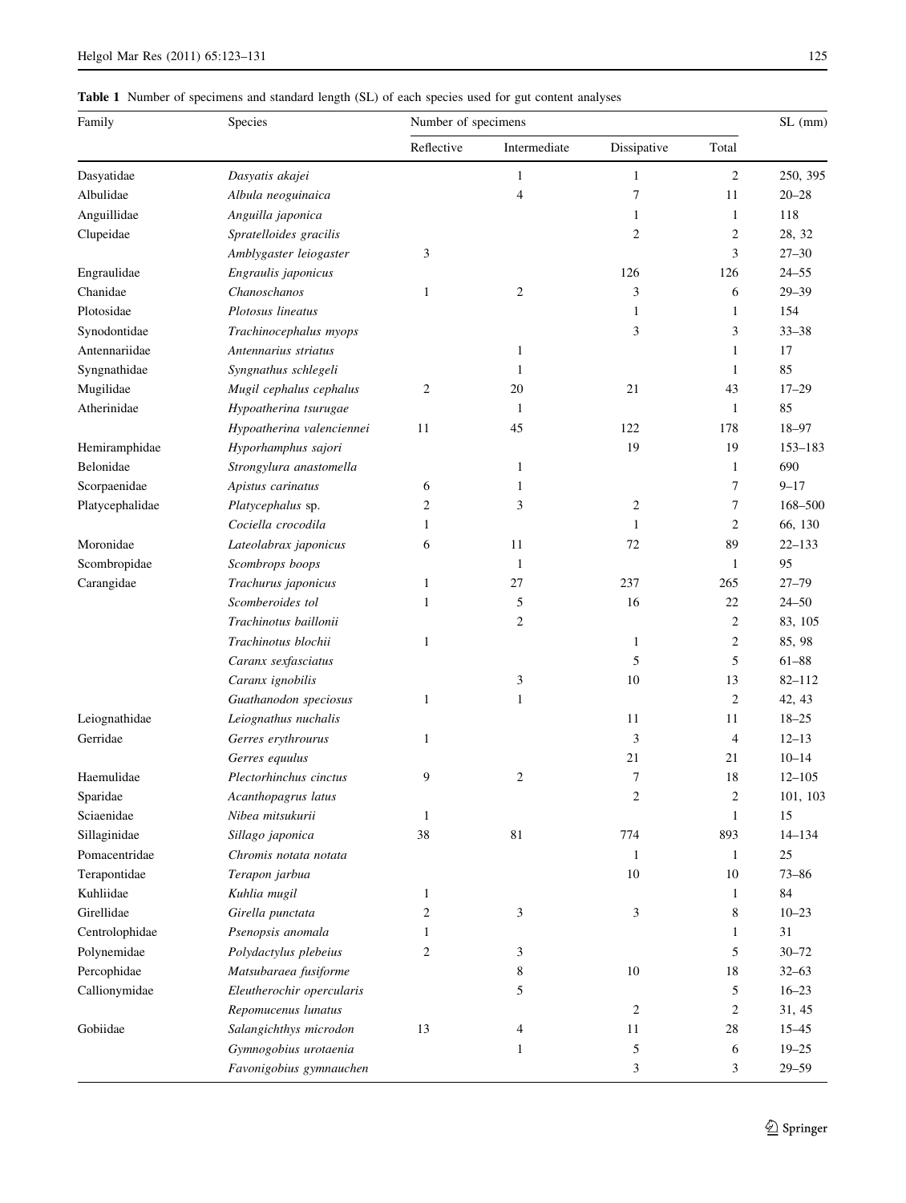**Table 1** Number of specimens and standard length (SL) of each species used for gut content analyses

| Family | Species | Number of specimens | | | | SL (mm) |
|---|---|---|---|---|---|---|
| | | Reflective | Intermediate | Dissipative | Total | |
| Dasyatidae | *Dasyatis akajei* | | 1 | 1 | 2 | 250, 395 |
| Albulidae | *Albula neoguinaica* | | 4 | 7 | 11 | 20–28 |
| Anguillidae | *Anguilla japonica* | | | 1 | 1 | 118 |
| Clupeidae | *Spratelloides gracilis* | | | 2 | 2 | 28, 32 |
| | *Amblygaster leiogaster* | 3 | | | 3 | 27–30 |
| Engraulidae | *Engraulis japonicus* | | | 126 | 126 | 24–55 |
| Chanidae | *Chanoschanos* | 1 | 2 | 3 | 6 | 29–39 |
| Plotosidae | *Plotosus lineatus* | | | 1 | 1 | 154 |
| Synodontidae | *Trachinocephalus myops* | | | 3 | 3 | 33–38 |
| Antennariidae | *Antennarius striatus* | | 1 | | 1 | 17 |
| Syngnathidae | *Syngnathus schlegeli* | | 1 | | 1 | 85 |
| Mugilidae | *Mugil cephalus cephalus* | 2 | 20 | 21 | 43 | 17–29 |
| Atherinidae | *Hypoatherina tsurugae* | | 1 | | 1 | 85 |
| | *Hypoatherina valenciennei* | 11 | 45 | 122 | 178 | 18–97 |
| Hemiramphidae | *Hyporhamphus sajori* | | | 19 | 19 | 153–183 |
| Belonidae | *Strongylura anastomella* | | 1 | | 1 | 690 |
| Scorpaenidae | *Apistus carinatus* | 6 | 1 | | 7 | 9–17 |
| Platycephalidae | *Platycephalus* sp. | 2 | 3 | 2 | 7 | 168–500 |
| | *Cociella crocodila* | 1 | | 1 | 2 | 66, 130 |
| Moronidae | *Lateolabrax japonicus* | 6 | 11 | 72 | 89 | 22–133 |
| Scombropidae | *Scombrops boops* | | 1 | | 1 | 95 |
| Carangidae | *Trachurus japonicus* | 1 | 27 | 237 | 265 | 27–79 |
| | *Scomberoides tol* | 1 | 5 | 16 | 22 | 24–50 |
| | *Trachinotus baillonii* | | 2 | | 2 | 83, 105 |
| | *Trachinotus blochii* | 1 | | 1 | 2 | 85, 98 |
| | *Caranx sexfasciatus* | | | 5 | 5 | 61–88 |
| | *Caranx ignobilis* | | 3 | 10 | 13 | 82–112 |
| | *Guathanodon speciosus* | 1 | 1 | | 2 | 42, 43 |
| Leiognathidae | *Leiognathus nuchalis* | | | 11 | 11 | 18–25 |
| Gerridae | *Gerres erythrourus* | 1 | | 3 | 4 | 12–13 |
| | *Gerres equulus* | | | 21 | 21 | 10–14 |
| Haemulidae | *Plectorhinchus cinctus* | 9 | 2 | 7 | 18 | 12–105 |
| Sparidae | *Acanthopagrus latus* | | | 2 | 2 | 101, 103 |
| Sciaenidae | *Nibea mitsukurii* | 1 | | | 1 | 15 |
| Sillaginidae | *Sillago japonica* | 38 | 81 | 774 | 893 | 14–134 |
| Pomacentridae | *Chromis notata notata* | | | 1 | 1 | 25 |
| Terapontidae | *Terapon jarbua* | | | 10 | 10 | 73–86 |
| Kuhliidae | *Kuhlia mugil* | 1 | | | 1 | 84 |
| Girellidae | *Girella punctata* | 2 | 3 | 3 | 8 | 10–23 |
| Centrolophidae | *Psenopsis anomala* | 1 | | | 1 | 31 |
| Polynemidae | *Polydactylus plebeius* | 2 | 3 | | 5 | 30–72 |
| Percophidae | *Matsubaraea fusiforme* | | 8 | 10 | 18 | 32–63 |
| Callionymidae | *Eleutherochir opercularis* | | 5 | | 5 | 16–23 |
| | *Repomucenus lunatus* | | | 2 | 2 | 31, 45 |
| Gobiidae | *Salangichthys microdon* | 13 | 4 | 11 | 28 | 15–45 |
| | *Gymnogobius urotaenia* | | 1 | 5 | 6 | 19–25 |
| | *Favonigobius gymnauchen* | | | 3 | 3 | 29–59 |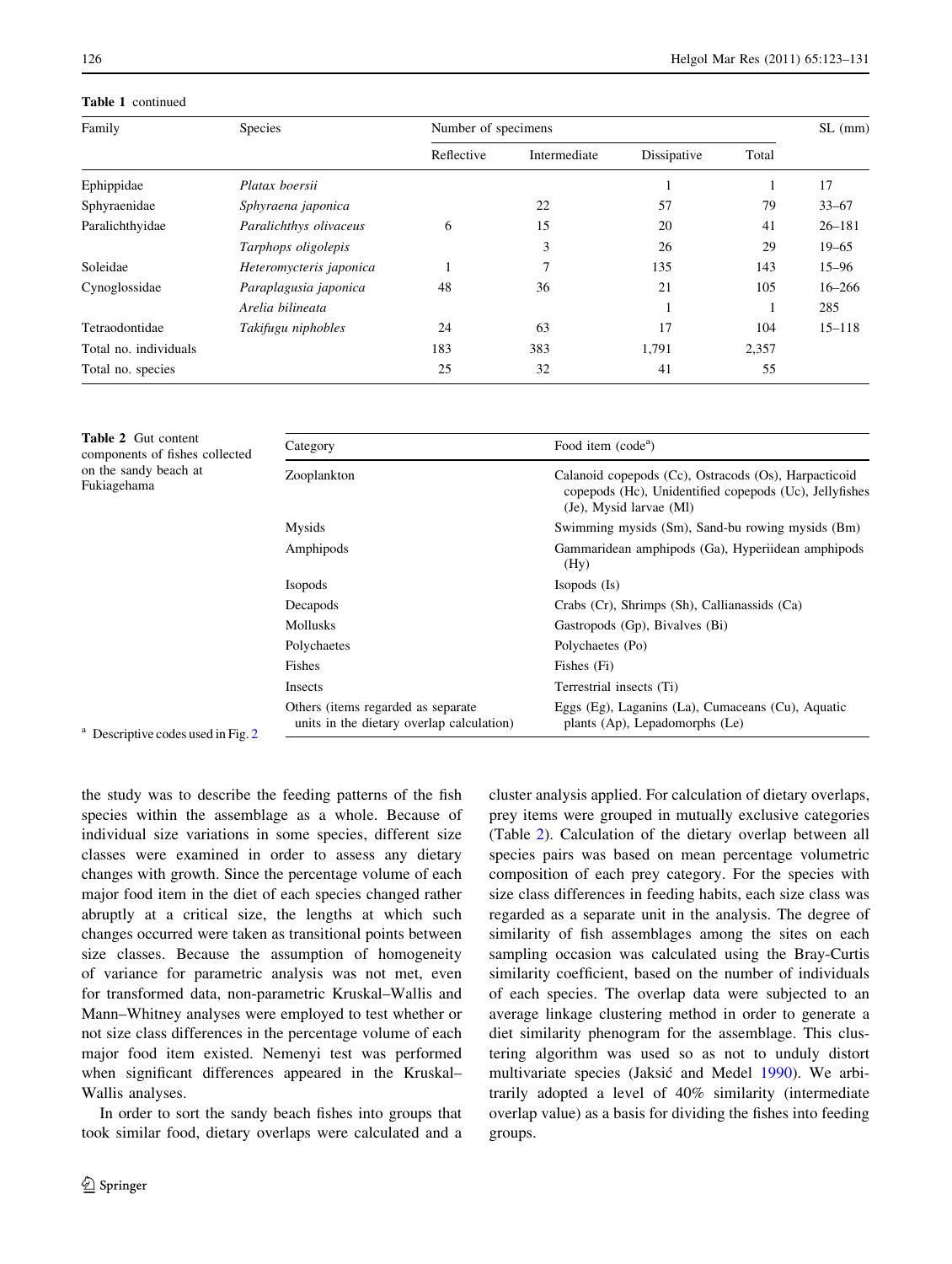**Table 1** continued

| Family | Species | Number of specimens | | | | SL (mm) |
|---|---|---|---|---|---|---|
| | | Reflective | Intermediate | Dissipative | Total | |
| Ephippidae | *Platax boersii* | | | 1 | 1 | 17 |
| Sphyraenidae | *Sphyraena japonica* | | 22 | 57 | 79 | 33–67 |
| Paralichthyidae | *Paralichthys olivaceus* | 6 | 15 | 20 | 41 | 26–181 |
| | *Tarphops oligolepis* | | 3 | 26 | 29 | 19–65 |
| Soleidae | *Heteromycteris japonica* | 1 | 7 | 135 | 143 | 15–96 |
| Cynoglossidae | *Paraplagusia japonica* | 48 | 36 | 21 | 105 | 16–266 |
| | *Arelia bilineata* | | | 1 | 1 | 285 |
| Tetraodontidae | *Takifugu niphobles* | 24 | 63 | 17 | 104 | 15–118 |
| Total no. individuals | | 183 | 383 | 1,791 | 2,357 | |
| Total no. species | | 25 | 32 | 41 | 55 | |

**Table 2** Gut content components of fishes collected on the sandy beach at Fukiagehama

| Category | Food item (code[a]) |
|---|---|
| Zooplankton | Calanoid copepods (Cc), Ostracods (Os), Harpacticoid copepods (Hc), Unidentified copepods (Uc), Jellyfishes (Je), Mysid larvae (Ml) |
| Mysids | Swimming mysids (Sm), Sand-bu rowing mysids (Bm) |
| Amphipods | Gammaridean amphipods (Ga), Hyperiidean amphipods (Hy) |
| Isopods | Isopods (Is) |
| Decapods | Crabs (Cr), Shrimps (Sh), Callianassids (Ca) |
| Mollusks | Gastropods (Gp), Bivalves (Bi) |
| Polychaetes | Polychaetes (Po) |
| Fishes | Fishes (Fi) |
| Insects | Terrestrial insects (Ti) |
| Others (items regarded as separate units in the dietary overlap calculation) | Eggs (Eg), Laganins (La), Cumaceans (Cu), Aquatic plants (Ap), Lepadomorphs (Le) |

[a] Descriptive codes used in Fig. 2

the study was to describe the feeding patterns of the fish species within the assemblage as a whole. Because of individual size variations in some species, different size classes were examined in order to assess any dietary changes with growth. Since the percentage volume of each major food item in the diet of each species changed rather abruptly at a critical size, the lengths at which such changes occurred were taken as transitional points between size classes. Because the assumption of homogeneity of variance for parametric analysis was not met, even for transformed data, non-parametric Kruskal–Wallis and Mann–Whitney analyses were employed to test whether or not size class differences in the percentage volume of each major food item existed. Nemenyi test was performed when significant differences appeared in the Kruskal–Wallis analyses.

In order to sort the sandy beach fishes into groups that took similar food, dietary overlaps were calculated and a cluster analysis applied. For calculation of dietary overlaps, prey items were grouped in mutually exclusive categories (Table 2). Calculation of the dietary overlap between all species pairs was based on mean percentage volumetric composition of each prey category. For the species with size class differences in feeding habits, each size class was regarded as a separate unit in the analysis. The degree of similarity of fish assemblages among the sites on each sampling occasion was calculated using the Bray-Curtis similarity coefficient, based on the number of individuals of each species. The overlap data were subjected to an average linkage clustering method in order to generate a diet similarity phenogram for the assemblage. This clustering algorithm was used so as not to unduly distort multivariate species (Jaksić and Medel 1990). We arbitrarily adopted a level of 40% similarity (intermediate overlap value) as a basis for dividing the fishes into feeding groups.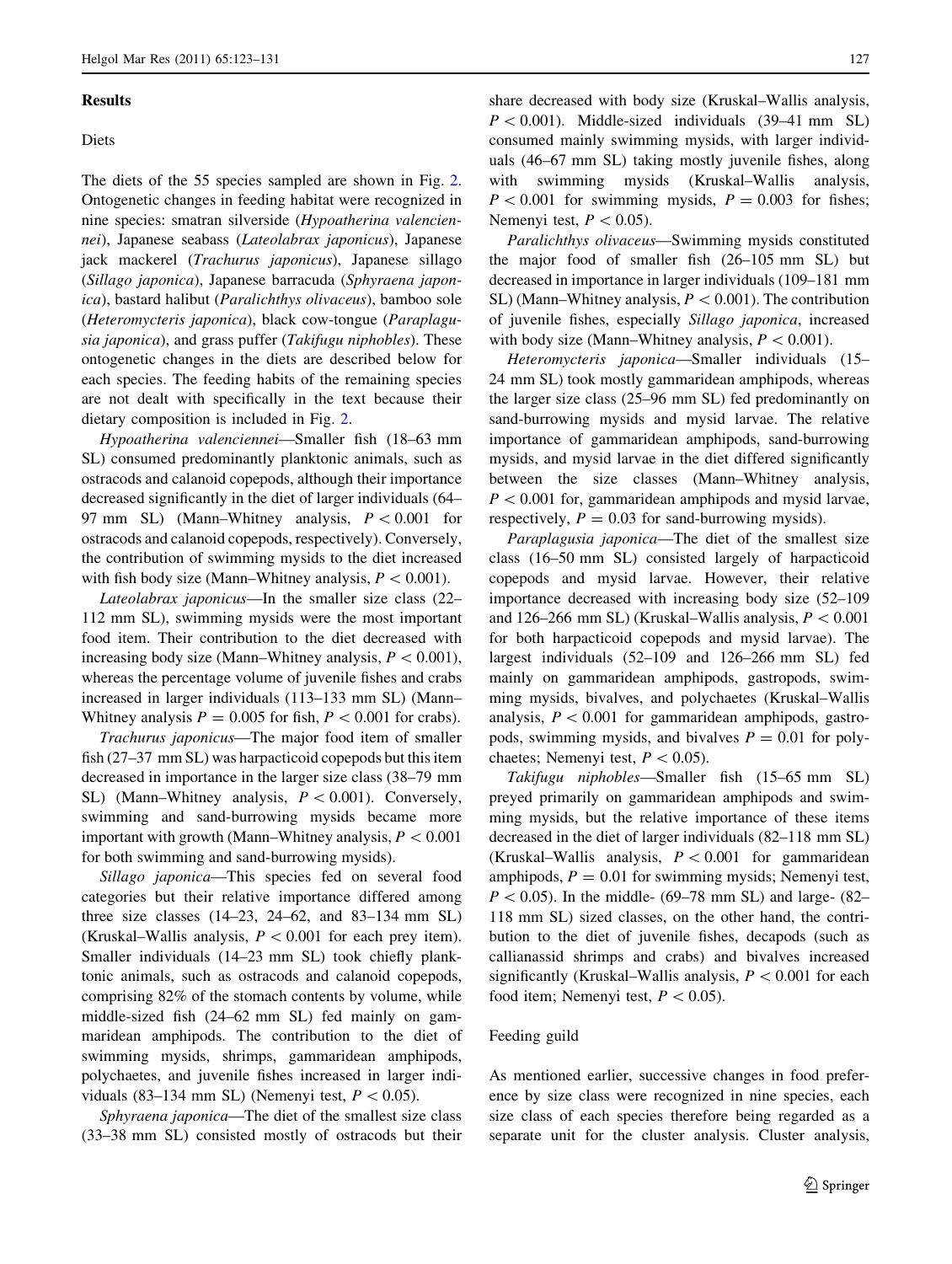## Results

### Diets

The diets of the 55 species sampled are shown in Fig. 2. Ontogenetic changes in feeding habitat were recognized in nine species: smatran silverside (*Hypoatherina valenciennei*), Japanese seabass (*Lateolabrax japonicus*), Japanese jack mackerel (*Trachurus japonicus*), Japanese sillago (*Sillago japonica*), Japanese barracuda (*Sphyraena japonica*), bastard halibut (*Paralichthys olivaceus*), bamboo sole (*Heteromycteris japonica*), black cow-tongue (*Paraplagusia japonica*), and grass puffer (*Takifugu niphobles*). These ontogenetic changes in the diets are described below for each species. The feeding habits of the remaining species are not dealt with specifically in the text because their dietary composition is included in Fig. 2.

*Hypoatherina valenciennei*—Smaller fish (18–63 mm SL) consumed predominantly planktonic animals, such as ostracods and calanoid copepods, although their importance decreased significantly in the diet of larger individuals (64–97 mm SL) (Mann–Whitney analysis, $P < 0.001$ for ostracods and calanoid copepods, respectively). Conversely, the contribution of swimming mysids to the diet increased with fish body size (Mann–Whitney analysis, $P < 0.001$).

*Lateolabrax japonicus*—In the smaller size class (22–112 mm SL), swimming mysids were the most important food item. Their contribution to the diet decreased with increasing body size (Mann–Whitney analysis, $P < 0.001$), whereas the percentage volume of juvenile fishes and crabs increased in larger individuals (113–133 mm SL) (Mann–Whitney analysis $P = 0.005$ for fish, $P < 0.001$ for crabs).

*Trachurus japonicus*—The major food item of smaller fish (27–37 mm SL) was harpacticoid copepods but this item decreased in importance in the larger size class (38–79 mm SL) (Mann–Whitney analysis, $P < 0.001$). Conversely, swimming and sand-burrowing mysids became more important with growth (Mann–Whitney analysis, $P < 0.001$ for both swimming and sand-burrowing mysids).

*Sillago japonica*—This species fed on several food categories but their relative importance differed among three size classes (14–23, 24–62, and 83–134 mm SL) (Kruskal–Wallis analysis, $P < 0.001$ for each prey item). Smaller individuals (14–23 mm SL) took chiefly planktonic animals, such as ostracods and calanoid copepods, comprising 82% of the stomach contents by volume, while middle-sized fish (24–62 mm SL) fed mainly on gammaridean amphipods. The contribution to the diet of swimming mysids, shrimps, gammaridean amphipods, polychaetes, and juvenile fishes increased in larger individuals (83–134 mm SL) (Nemenyi test, $P < 0.05$).

*Sphyraena japonica*—The diet of the smallest size class (33–38 mm SL) consisted mostly of ostracods but their share decreased with body size (Kruskal–Wallis analysis, $P < 0.001$). Middle-sized individuals (39–41 mm SL) consumed mainly swimming mysids, with larger individuals (46–67 mm SL) taking mostly juvenile fishes, along with swimming mysids (Kruskal–Wallis analysis, $P < 0.001$ for swimming mysids, $P = 0.003$ for fishes; Nemenyi test, $P < 0.05$).

*Paralichthys olivaceus*—Swimming mysids constituted the major food of smaller fish (26–105 mm SL) but decreased in importance in larger individuals (109–181 mm SL) (Mann–Whitney analysis, $P < 0.001$). The contribution of juvenile fishes, especially *Sillago japonica*, increased with body size (Mann–Whitney analysis, $P < 0.001$).

*Heteromycteris japonica*—Smaller individuals (15–24 mm SL) took mostly gammaridean amphipods, whereas the larger size class (25–96 mm SL) fed predominantly on sand-burrowing mysids and mysid larvae. The relative importance of gammaridean amphipods, sand-burrowing mysids, and mysid larvae in the diet differed significantly between the size classes (Mann–Whitney analysis, $P < 0.001$ for, gammaridean amphipods and mysid larvae, respectively, $P = 0.03$ for sand-burrowing mysids).

*Paraplagusia japonica*—The diet of the smallest size class (16–50 mm SL) consisted largely of harpacticoid copepods and mysid larvae. However, their relative importance decreased with increasing body size (52–109 and 126–266 mm SL) (Kruskal–Wallis analysis, $P < 0.001$ for both harpacticoid copepods and mysid larvae). The largest individuals (52–109 and 126–266 mm SL) fed mainly on gammaridean amphipods, gastropods, swimming mysids, bivalves, and polychaetes (Kruskal–Wallis analysis, $P < 0.001$ for gammaridean amphipods, gastropods, swimming mysids, and bivalves $P = 0.01$ for polychaetes; Nemenyi test, $P < 0.05$).

*Takifugu niphobles*—Smaller fish (15–65 mm SL) preyed primarily on gammaridean amphipods and swimming mysids, but the relative importance of these items decreased in the diet of larger individuals (82–118 mm SL) (Kruskal–Wallis analysis, $P < 0.001$ for gammaridean amphipods, $P = 0.01$ for swimming mysids; Nemenyi test, $P < 0.05$). In the middle- (69–78 mm SL) and large- (82–118 mm SL) sized classes, on the other hand, the contribution to the diet of juvenile fishes, decapods (such as callianassid shrimps and crabs) and bivalves increased significantly (Kruskal–Wallis analysis, $P < 0.001$ for each food item; Nemenyi test, $P < 0.05$).

### Feeding guild

As mentioned earlier, successive changes in food preference by size class were recognized in nine species, each size class of each species therefore being regarded as a separate unit for the cluster analysis. Cluster analysis,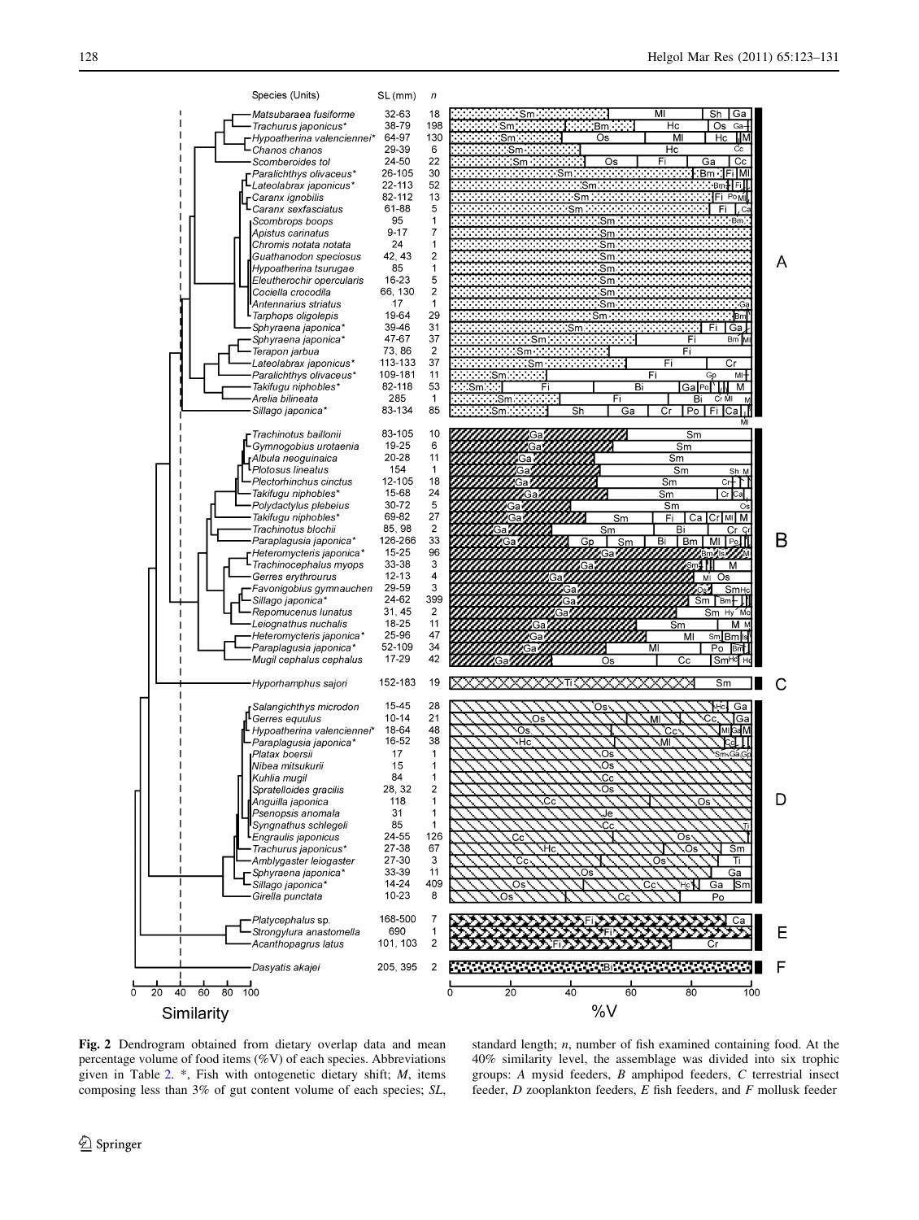| Species (Units) | SL (mm) | n | Trophic group |
|---|---|---|---|
| *Matsubaraea fusiforme* | 32-63 | 18 | A |
| *Trachurus japonicus*\* | 38-79 | 198 | A |
| *Hypoatherina valenciennei*\* | 64-97 | 130 | A |
| *Chanos chanos* | 29-39 | 6 | A |
| *Scomberoides tol* | 24-50 | 22 | A |
| *Paralichthys olivaceus*\* | 26-105 | 30 | A |
| *Lateolabrax japonicus*\* | 22-113 | 52 | A |
| *Caranx ignobilis* | 82-112 | 13 | A |
| *Caranx sexfasciatus* | 61-88 | 5 | A |
| *Scombrops boops* | 95 | 1 | A |
| *Apistus carinatus* | 9-17 | 7 | A |
| *Chromis notata notata* | 24 | 1 | A |
| *Guathanodon speciosus* | 42, 43 | 2 | A |
| *Hypoatherina tsurugae* | 85 | 1 | A |
| *Eleutherochir opercularis* | 16-23 | 5 | A |
| *Cociella crocodila* | 66, 130 | 2 | A |
| *Antennarius striatus* | 17 | 1 | A |
| *Tarphops oligolepis* | 19-64 | 29 | A |
| *Sphyraena japonica*\* | 39-46 | 31 | A |
| *Sphyraena japonica*\* | 47-67 | 37 | A |
| *Terapon jarbua* | 73, 86 | 2 | A |
| *Lateolabrax japonicus*\* | 113-133 | 37 | A |
| *Paralichthys olivaceus*\* | 109-181 | 11 | A |
| *Takifugu niphobles*\* | 82-118 | 53 | A |
| *Arelia bilineata* | 285 | 1 | A |
| *Sillago japonica*\* | 83-134 | 85 | A |
| *Trachinotus baillonii* | 83-105 | 10 | B |
| *Gymnogobius urotaenia* | 19-25 | 6 | B |
| *Albula neoguinaica* | 20-28 | 11 | B |
| *Plotosus lineatus* | 154 | 1 | B |
| *Plectorhinchus cinctus* | 12-105 | 18 | B |
| *Takifugu niphobles*\* | 15-68 | 24 | B |
| *Polydactylus plebeius* | 30-72 | 5 | B |
| *Takifugu niphobles*\* | 69-82 | 27 | B |
| *Trachinotus blochii* | 85, 98 | 2 | B |
| *Paraplagusia japonica*\* | 126-266 | 33 | B |
| *Heteromycteris japonica*\* | 15-25 | 96 | B |
| *Trachinocephalus myops* | 33-38 | 3 | B |
| *Gerres erythrourus* | 12-13 | 4 | B |
| *Favonigobius gymnauchen* | 29-59 | 3 | B |
| *Sillago japonica*\* | 24-62 | 399 | B |
| *Repomucenus lunatus* | 31, 45 | 2 | B |
| *Leiognathus nuchalis* | 18-25 | 11 | B |
| *Heteromycteris japonica*\* | 25-96 | 47 | B |
| *Paraplagusia japonica*\* | 52-109 | 34 | B |
| *Mugil cephalus cephalus* | 17-29 | 42 | B |
| *Hyporhamphus sajori* | 152-183 | 19 | C |
| *Salangichthys microdon* | 15-45 | 28 | D |
| *Gerres equulus* | 10-14 | 21 | D |
| *Hypoatherina valenciennei*\* | 18-64 | 48 | D |
| *Paraplagusia japonica*\* | 16-52 | 38 | D |
| *Platax boersii* | 17 | 1 | D |
| *Nibea mitsukurii* | 15 | 1 | D |
| *Kuhlia mugil* | 84 | 1 | D |
| *Spratelloides gracilis* | 28, 32 | 2 | D |
| *Anguilla japonica* | 118 | 1 | D |
| *Psenopsis anomala* | 31 | 1 | D |
| *Syngnathus schlegeli* | 85 | 1 | D |
| *Engraulis japonicus* | 24-55 | 126 | D |
| *Trachurus japonicus*\* | 27-38 | 67 | D |
| *Amblygaster leiogaster* | 27-30 | 3 | D |
| *Sphyraena japonica*\* | 33-39 | 11 | D |
| *Sillago japonica*\* | 14-24 | 409 | D |
| *Girella punctata* | 10-23 | 8 | D |
| *Platycephalus* sp. | 168-500 | 7 | E |
| *Strongylura anastomella* | 690 | 1 | E |
| *Acanthopagrus latus* | 101, 103 | 2 | E |
| *Dasyatis akajei* | 205, 395 | 2 | F |

**Fig. 2** Dendrogram obtained from dietary overlap data and mean percentage volume of food items (%V) of each species. Abbreviations given in Table 2. \*, Fish with ontogenetic dietary shift; *M*, items composing less than 3% of gut content volume of each species; *SL*, standard length; *n*, number of fish examined containing food. At the 40% similarity level, the assemblage was divided into six trophic groups: *A* mysid feeders, *B* amphipod feeders, *C* terrestrial insect feeder, *D* zooplankton feeders, *E* fish feeders, and *F* mollusk feeder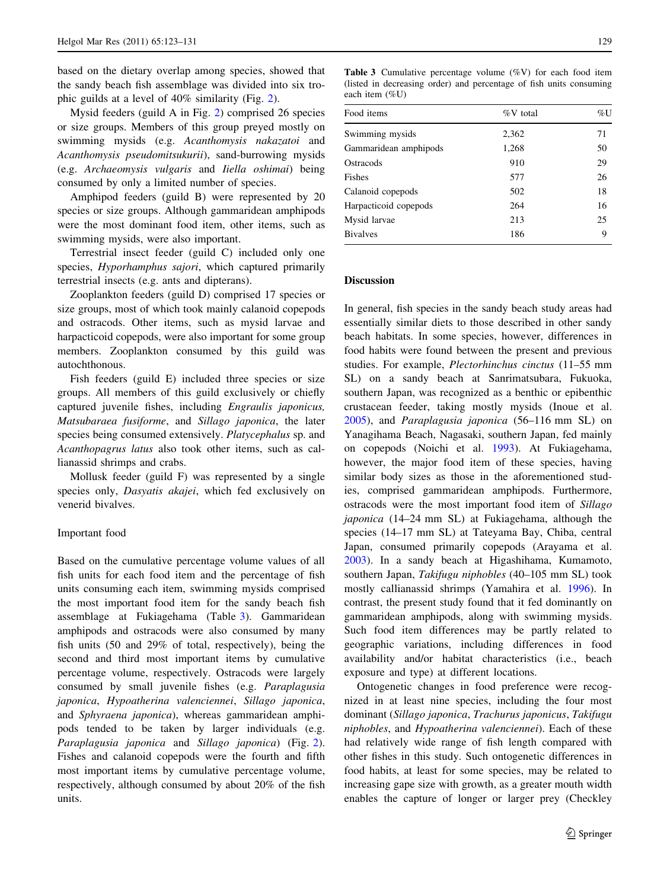based on the dietary overlap among species, showed that the sandy beach fish assemblage was divided into six trophic guilds at a level of 40% similarity (Fig. 2).

Mysid feeders (guild A in Fig. 2) comprised 26 species or size groups. Members of this group preyed mostly on swimming mysids (e.g. *Acanthomysis nakazatoi* and *Acanthomysis pseudomitsukurii*), sand-burrowing mysids (e.g. *Archaeomysis vulgaris* and *Iiella oshimai*) being consumed by only a limited number of species.

Amphipod feeders (guild B) were represented by 20 species or size groups. Although gammaridean amphipods were the most dominant food item, other items, such as swimming mysids, were also important.

Terrestrial insect feeder (guild C) included only one species, *Hyporhamphus sajori*, which captured primarily terrestrial insects (e.g. ants and dipterans).

Zooplankton feeders (guild D) comprised 17 species or size groups, most of which took mainly calanoid copepods and ostracods. Other items, such as mysid larvae and harpacticoid copepods, were also important for some group members. Zooplankton consumed by this guild was autochthonous.

Fish feeders (guild E) included three species or size groups. All members of this guild exclusively or chiefly captured juvenile fishes, including *Engraulis japonicus, Matsubaraea fusiforme*, and *Sillago japonica*, the later species being consumed extensively. *Platycephalus* sp. and *Acanthopagrus latus* also took other items, such as callianassid shrimps and crabs.

Mollusk feeder (guild F) was represented by a single species only, *Dasyatis akajei*, which fed exclusively on venerid bivalves.

### Important food

Based on the cumulative percentage volume values of all fish units for each food item and the percentage of fish units consuming each item, swimming mysids comprised the most important food item for the sandy beach fish assemblage at Fukiagehama (Table 3). Gammaridean amphipods and ostracods were also consumed by many fish units (50 and 29% of total, respectively), being the second and third most important items by cumulative percentage volume, respectively. Ostracods were largely consumed by small juvenile fishes (e.g. *Paraplagusia japonica*, *Hypoatherina valenciennei*, *Sillago japonica*, and *Sphyraena japonica*), whereas gammaridean amphipods tended to be taken by larger individuals (e.g. *Paraplagusia japonica* and *Sillago japonica*) (Fig. 2). Fishes and calanoid copepods were the fourth and fifth most important items by cumulative percentage volume, respectively, although consumed by about 20% of the fish units.

**Table 3** Cumulative percentage volume (%V) for each food item (listed in decreasing order) and percentage of fish units consuming each item (%U)

| Food items | %V total | %U |
|---|---|---|
| Swimming mysids | 2,362 | 71 |
| Gammaridean amphipods | 1,268 | 50 |
| Ostracods | 910 | 29 |
| Fishes | 577 | 26 |
| Calanoid copepods | 502 | 18 |
| Harpacticoid copepods | 264 | 16 |
| Mysid larvae | 213 | 25 |
| Bivalves | 186 | 9 |

## Discussion

In general, fish species in the sandy beach study areas had essentially similar diets to those described in other sandy beach habitats. In some species, however, differences in food habits were found between the present and previous studies. For example, *Plectorhinchus cinctus* (11–55 mm SL) on a sandy beach at Sanrimatsubara, Fukuoka, southern Japan, was recognized as a benthic or epibenthic crustacean feeder, taking mostly mysids (Inoue et al. 2005), and *Paraplagusia japonica* (56–116 mm SL) on Yanagihama Beach, Nagasaki, southern Japan, fed mainly on copepods (Noichi et al. 1993). At Fukiagehama, however, the major food item of these species, having similar body sizes as those in the aforementioned studies, comprised gammaridean amphipods. Furthermore, ostracods were the most important food item of *Sillago japonica* (14–24 mm SL) at Fukiagehama, although the species (14–17 mm SL) at Tateyama Bay, Chiba, central Japan, consumed primarily copepods (Arayama et al. 2003). In a sandy beach at Higashihama, Kumamoto, southern Japan, *Takifugu niphobles* (40–105 mm SL) took mostly callianassid shrimps (Yamahira et al. 1996). In contrast, the present study found that it fed dominantly on gammaridean amphipods, along with swimming mysids. Such food item differences may be partly related to geographic variations, including differences in food availability and/or habitat characteristics (i.e., beach exposure and type) at different locations.

Ontogenetic changes in food preference were recognized in at least nine species, including the four most dominant (*Sillago japonica*, *Trachurus japonicus*, *Takifugu niphobles*, and *Hypoatherina valenciennei*). Each of these had relatively wide range of fish length compared with other fishes in this study. Such ontogenetic differences in food habits, at least for some species, may be related to increasing gape size with growth, as a greater mouth width enables the capture of longer or larger prey (Checkley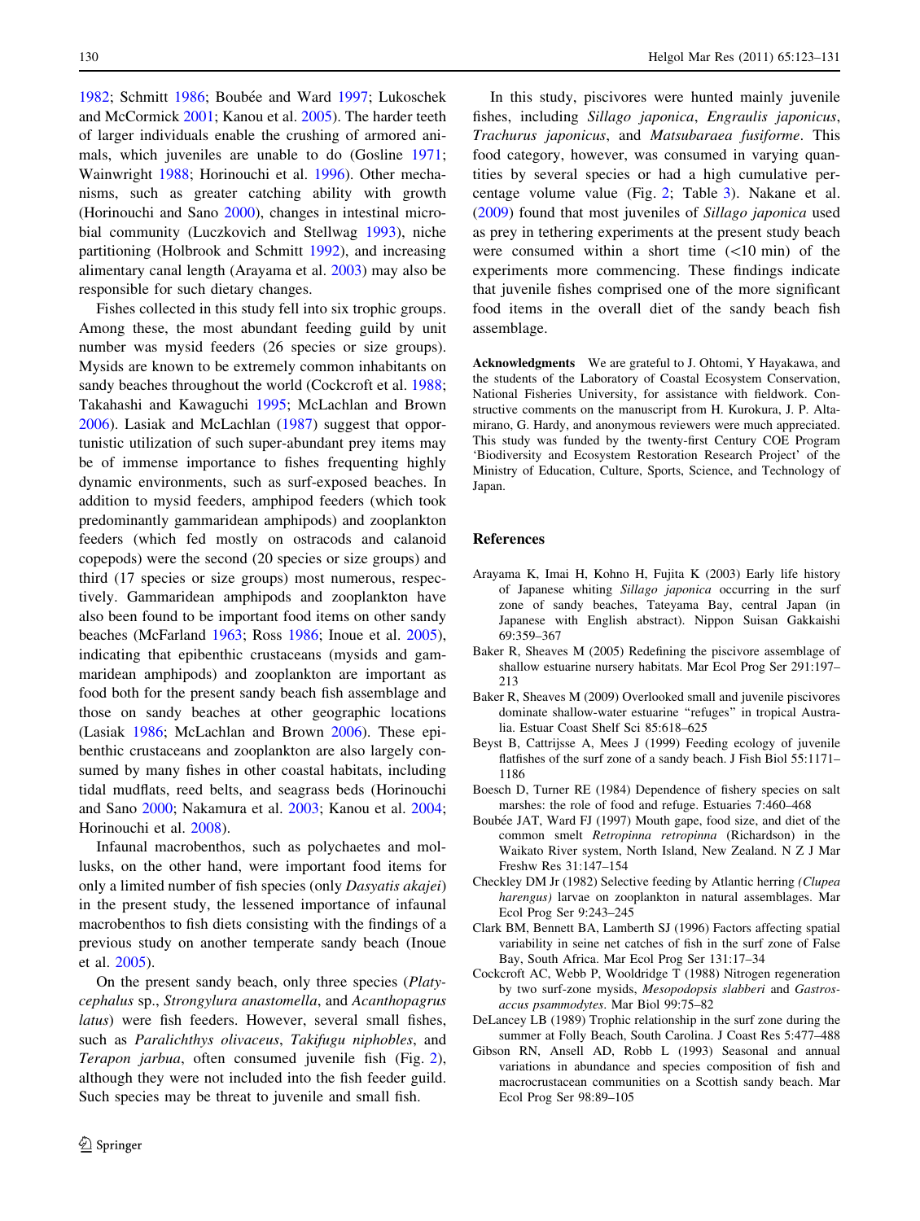1982; Schmitt 1986; Boubée and Ward 1997; Lukoschek and McCormick 2001; Kanou et al. 2005). The harder teeth of larger individuals enable the crushing of armored animals, which juveniles are unable to do (Gosline 1971; Wainwright 1988; Horinouchi et al. 1996). Other mechanisms, such as greater catching ability with growth (Horinouchi and Sano 2000), changes in intestinal microbial community (Luczkovich and Stellwag 1993), niche partitioning (Holbrook and Schmitt 1992), and increasing alimentary canal length (Arayama et al. 2003) may also be responsible for such dietary changes.

Fishes collected in this study fell into six trophic groups. Among these, the most abundant feeding guild by unit number was mysid feeders (26 species or size groups). Mysids are known to be extremely common inhabitants on sandy beaches throughout the world (Cockcroft et al. 1988; Takahashi and Kawaguchi 1995; McLachlan and Brown 2006). Lasiak and McLachlan (1987) suggest that opportunistic utilization of such super-abundant prey items may be of immense importance to fishes frequenting highly dynamic environments, such as surf-exposed beaches. In addition to mysid feeders, amphipod feeders (which took predominantly gammaridean amphipods) and zooplankton feeders (which fed mostly on ostracods and calanoid copepods) were the second (20 species or size groups) and third (17 species or size groups) most numerous, respectively. Gammaridean amphipods and zooplankton have also been found to be important food items on other sandy beaches (McFarland 1963; Ross 1986; Inoue et al. 2005), indicating that epibenthic crustaceans (mysids and gammaridean amphipods) and zooplankton are important as food both for the present sandy beach fish assemblage and those on sandy beaches at other geographic locations (Lasiak 1986; McLachlan and Brown 2006). These epibenthic crustaceans and zooplankton are also largely consumed by many fishes in other coastal habitats, including tidal mudflats, reed belts, and seagrass beds (Horinouchi and Sano 2000; Nakamura et al. 2003; Kanou et al. 2004; Horinouchi et al. 2008).

Infaunal macrobenthos, such as polychaetes and mollusks, on the other hand, were important food items for only a limited number of fish species (only *Dasyatis akajei*) in the present study, the lessened importance of infaunal macrobenthos to fish diets consisting with the findings of a previous study on another temperate sandy beach (Inoue et al. 2005).

On the present sandy beach, only three species (*Platycephalus* sp., *Strongylura anastomella*, and *Acanthopagrus latus*) were fish feeders. However, several small fishes, such as *Paralichthys olivaceus*, *Takifugu niphobles*, and *Terapon jarbua*, often consumed juvenile fish (Fig. 2), although they were not included into the fish feeder guild. Such species may be threat to juvenile and small fish.

In this study, piscivores were hunted mainly juvenile fishes, including *Sillago japonica*, *Engraulis japonicus*, *Trachurus japonicus*, and *Matsubaraea fusiforme*. This food category, however, was consumed in varying quantities by several species or had a high cumulative percentage volume value (Fig. 2; Table 3). Nakane et al. (2009) found that most juveniles of *Sillago japonica* used as prey in tethering experiments at the present study beach were consumed within a short time (<10 min) of the experiments more commencing. These findings indicate that juvenile fishes comprised one of the more significant food items in the overall diet of the sandy beach fish assemblage.

**Acknowledgments** We are grateful to J. Ohtomi, Y Hayakawa, and the students of the Laboratory of Coastal Ecosystem Conservation, National Fisheries University, for assistance with fieldwork. Constructive comments on the manuscript from H. Kurokura, J. P. Altamirano, G. Hardy, and anonymous reviewers were much appreciated. This study was funded by the twenty-first Century COE Program 'Biodiversity and Ecosystem Restoration Research Project' of the Ministry of Education, Culture, Sports, Science, and Technology of Japan.

## References

Arayama K, Imai H, Kohno H, Fujita K (2003) Early life history of Japanese whiting *Sillago japonica* occurring in the surf zone of sandy beaches, Tateyama Bay, central Japan (in Japanese with English abstract). Nippon Suisan Gakkaishi 69:359–367

Baker R, Sheaves M (2005) Redefining the piscivore assemblage of shallow estuarine nursery habitats. Mar Ecol Prog Ser 291:197–213

Baker R, Sheaves M (2009) Overlooked small and juvenile piscivores dominate shallow-water estuarine "refuges" in tropical Australia. Estuar Coast Shelf Sci 85:618–625

Beyst B, Cattrijsse A, Mees J (1999) Feeding ecology of juvenile flatfishes of the surf zone of a sandy beach. J Fish Biol 55:1171–1186

Boesch D, Turner RE (1984) Dependence of fishery species on salt marshes: the role of food and refuge. Estuaries 7:460–468

Boubée JAT, Ward FJ (1997) Mouth gape, food size, and diet of the common smelt *Retropinna retropinna* (Richardson) in the Waikato River system, North Island, New Zealand. N Z J Mar Freshw Res 31:147–154

Checkley DM Jr (1982) Selective feeding by Atlantic herring *(Clupea harengus)* larvae on zooplankton in natural assemblages. Mar Ecol Prog Ser 9:243–245

Clark BM, Bennett BA, Lamberth SJ (1996) Factors affecting spatial variability in seine net catches of fish in the surf zone of False Bay, South Africa. Mar Ecol Prog Ser 131:17–34

Cockcroft AC, Webb P, Wooldridge T (1988) Nitrogen regeneration by two surf-zone mysids, *Mesopodopsis slabberi* and *Gastrosaccus psammodytes*. Mar Biol 99:75–82

DeLancey LB (1989) Trophic relationship in the surf zone during the summer at Folly Beach, South Carolina. J Coast Res 5:477–488

Gibson RN, Ansell AD, Robb L (1993) Seasonal and annual variations in abundance and species composition of fish and macrocrustacean communities on a Scottish sandy beach. Mar Ecol Prog Ser 98:89–105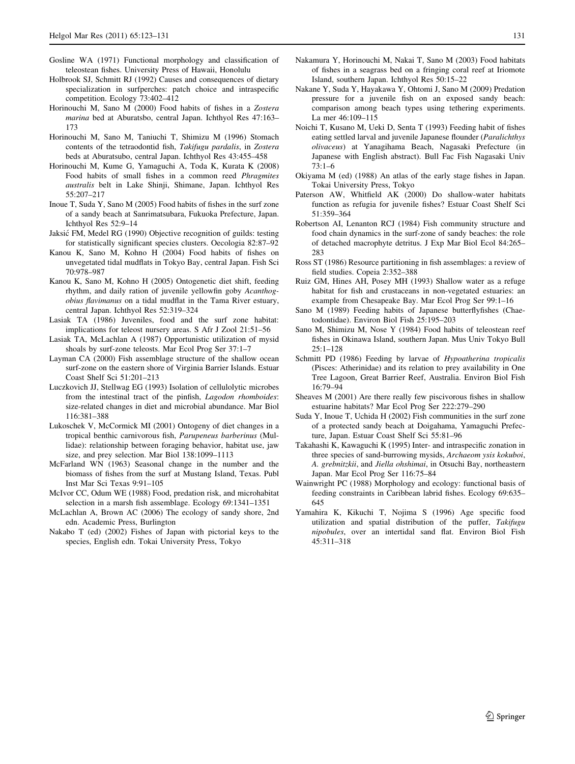Gosline WA (1971) Functional morphology and classification of teleostean fishes. University Press of Hawaii, Honolulu

Holbrook SJ, Schmitt RJ (1992) Causes and consequences of dietary specialization in surfperches: patch choice and intraspecific competition. Ecology 73:402–412

Horinouchi M, Sano M (2000) Food habits of fishes in a *Zostera marina* bed at Aburatsbo, central Japan. Ichthyol Res 47:163–173

Horinouchi M, Sano M, Taniuchi T, Shimizu M (1996) Stomach contents of the tetraodontid fish, *Takifugu pardalis*, in *Zostera* beds at Aburatsubo, central Japan. Ichthyol Res 43:455–458

Horinouchi M, Kume G, Yamaguchi A, Toda K, Kurata K (2008) Food habits of small fishes in a common reed *Phragmites australis* belt in Lake Shinji, Shimane, Japan. Ichthyol Res 55:207–217

Inoue T, Suda Y, Sano M (2005) Food habits of fishes in the surf zone of a sandy beach at Sanrimatsubara, Fukuoka Prefecture, Japan. Ichthyol Res 52:9–14

Jaksić FM, Medel RG (1990) Objective recognition of guilds: testing for statistically significant species clusters. Oecologia 82:87–92

Kanou K, Sano M, Kohno H (2004) Food habits of fishes on unvegetated tidal mudflats in Tokyo Bay, central Japan. Fish Sci 70:978–987

Kanou K, Sano M, Kohno H (2005) Ontogenetic diet shift, feeding rhythm, and daily ration of juvenile yellowfin goby *Acanthogobius flavimanus* on a tidal mudflat in the Tama River estuary, central Japan. Ichthyol Res 52:319–324

Lasiak TA (1986) Juveniles, food and the surf zone habitat: implications for teleost nursery areas. S Afr J Zool 21:51–56

Lasiak TA, McLachlan A (1987) Opportunistic utilization of mysid shoals by surf-zone teleosts. Mar Ecol Prog Ser 37:1–7

Layman CA (2000) Fish assemblage structure of the shallow ocean surf-zone on the eastern shore of Virginia Barrier Islands. Estuar Coast Shelf Sci 51:201–213

Luczkovich JJ, Stellwag EG (1993) Isolation of cellulolytic microbes from the intestinal tract of the pinfish, *Lagodon rhomboides*: size-related changes in diet and microbial abundance. Mar Biol 116:381–388

Lukoschek V, McCormick MI (2001) Ontogeny of diet changes in a tropical benthic carnivorous fish, *Parupeneus barberinus* (Mullidae): relationship between forage behavior, habitat use, jaw size, and prey selection. Mar Biol 138:1099–1113

McFarland WN (1963) Seasonal change in the number and the biomass of fishes from the surf at Mustang Island, Texas. Publ Inst Mar Sci Texas 9:91–105

McIvor CC, Odum WE (1988) Food, predation risk, and microhabitat selection in a marsh fish assemblage. Ecology 69:1341–1351

McLachlan A, Brown AC (2006) The ecology of sandy shore, 2nd edn. Academic Press, Burlington

Nakabo T (ed) (2002) Fishes of Japan with pictorial keys to the species, English edn. Tokai University Press, Tokyo

Nakamura Y, Horinouchi M, Nakai T, Sano M (2003) Food habitats of fishes in a seagrass bed on a fringing coral reef at Iriomote Island, southern Japan. Ichthyol Res 50:15–22

Nakane Y, Suda Y, Hayakawa Y, Ohtomi J, Sano M (2009) Predation pressure for a juvenile fish on an exposed sandy beach: comparison among beach types using tethering experiments. La mer 46:109–115

Noichi T, Kusano M, Ueki D, Senta T (1993) Feeding habit of fishes eating settled larval and juvenile Japanese flounder (*Paralichthys olivaceus*) at Yanagihama Beach, Nagasaki Prefecture (in Japanese with English abstract). Bull Fac Fish Nagasaki Univ 73:1–6

Okiyama M (ed) (1988) An atlas of the early stage fishes in Japan. Tokai University Press, Tokyo

Paterson AW, Whitfield AK (2000) Do shallow-water habitats function as refugia for juvenile fishes? Estuar Coast Shelf Sci 51:359–364

Robertson AI, Lenanton RCJ (1984) Fish community structure and food chain dynamics in the surf-zone of sandy beaches: the role of detached macrophyte detritus. J Exp Mar Biol Ecol 84:265–283

Ross ST (1986) Resource partitioning in fish assemblages: a review of field studies. Copeia 2:352–388

Ruiz GM, Hines AH, Posey MH (1993) Shallow water as a refuge habitat for fish and crustaceans in non-vegetated estuaries: an example from Chesapeake Bay. Mar Ecol Prog Ser 99:1–16

Sano M (1989) Feeding habits of Japanese butterflyfishes (Chaetodontidae). Environ Biol Fish 25:195–203

Sano M, Shimizu M, Nose Y (1984) Food habits of teleostean reef fishes in Okinawa Island, southern Japan. Mus Univ Tokyo Bull 25:1–128

Schmitt PD (1986) Feeding by larvae of *Hypoatherina tropicalis* (Pisces: Atherinidae) and its relation to prey availability in One Tree Lagoon, Great Barrier Reef, Australia. Environ Biol Fish 16:79–94

Sheaves M (2001) Are there really few piscivorous fishes in shallow estuarine habitats? Mar Ecol Prog Ser 222:279–290

Suda Y, Inoue T, Uchida H (2002) Fish communities in the surf zone of a protected sandy beach at Doigahama, Yamaguchi Prefecture, Japan. Estuar Coast Shelf Sci 55:81–96

Takahashi K, Kawaguchi K (1995) Inter- and intraspecific zonation in three species of sand-burrowing mysids, *Archaeom ysis kokuboi*, *A. grebnitzkii*, and *Jiella ohshimai*, in Otsuchi Bay, northeastern Japan. Mar Ecol Prog Ser 116:75–84

Wainwright PC (1988) Morphology and ecology: functional basis of feeding constraints in Caribbean labrid fishes. Ecology 69:635–645

Yamahira K, Kikuchi T, Nojima S (1996) Age specific food utilization and spatial distribution of the puffer, *Takifugu nipobules*, over an intertidal sand flat. Environ Biol Fish 45:311–318